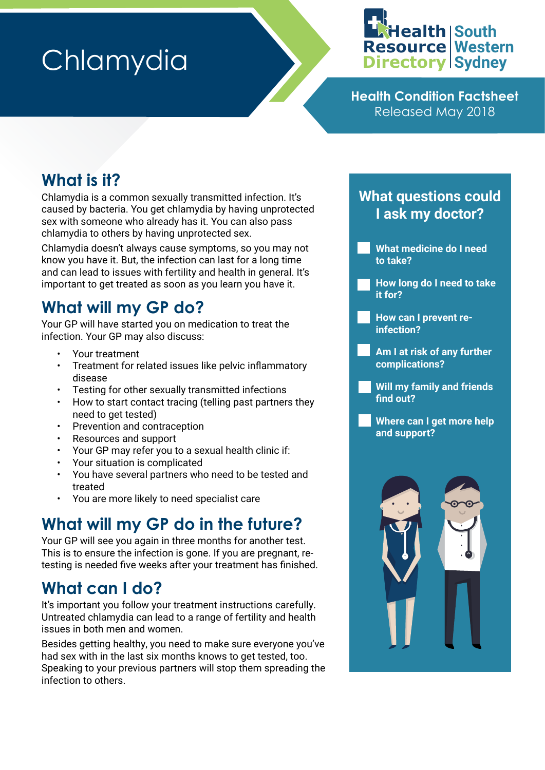# Chlamydia

Health Resource Directory | South Western Sydney

**Health Condition Factsheet**
Released May 2018

## What is it?

Chlamydia is a common sexually transmitted infection. It's caused by bacteria. You get chlamydia by having unprotected sex with someone who already has it. You can also pass chlamydia to others by having unprotected sex.

Chlamydia doesn't always cause symptoms, so you may not know you have it. But, the infection can last for a long time and can lead to issues with fertility and health in general. It's important to get treated as soon as you learn you have it.

## What will my GP do?

Your GP will have started you on medication to treat the infection. Your GP may also discuss:

- Your treatment
- Treatment for related issues like pelvic inflammatory disease
- Testing for other sexually transmitted infections
- How to start contact tracing (telling past partners they need to get tested)
- Prevention and contraception
- Resources and support
- Your GP may refer you to a sexual health clinic if:
- Your situation is complicated
- You have several partners who need to be tested and treated
- You are more likely to need specialist care

## What will my GP do in the future?

Your GP will see you again in three months for another test. This is to ensure the infection is gone. If you are pregnant, re-testing is needed five weeks after your treatment has finished.

## What can I do?

It's important you follow your treatment instructions carefully. Untreated chlamydia can lead to a range of fertility and health issues in both men and women.

Besides getting healthy, you need to make sure everyone you've had sex with in the last six months knows to get tested, too. Speaking to your previous partners will stop them spreading the infection to others.

## What questions could I ask my doctor?

- [ ] **What medicine do I need to take?**
- [ ] **How long do I need to take it for?**
- [ ] **How can I prevent re-infection?**
- [ ] **Am I at risk of any further complications?**
- [ ] **Will my family and friends find out?**
- [ ] **Where can I get more help and support?**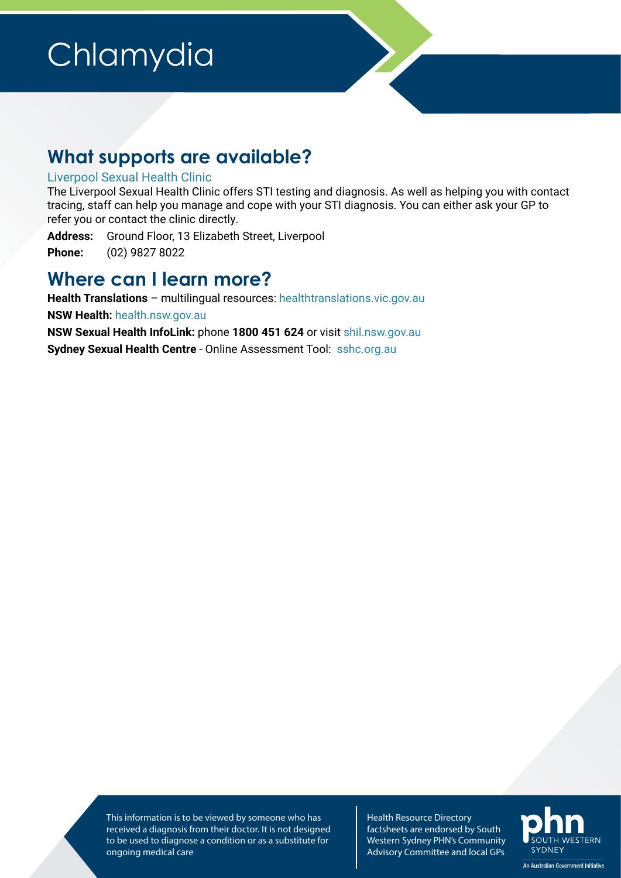# Chlamydia

## What supports are available?

### Liverpool Sexual Health Clinic

The Liverpool Sexual Health Clinic offers STI testing and diagnosis. As well as helping you with contact tracing, staff can help you manage and cope with your STI diagnosis. You can either ask your GP to refer you or contact the clinic directly.

**Address:** Ground Floor, 13 Elizabeth Street, Liverpool

**Phone:** (02) 9827 8022

## Where can I learn more?

**Health Translations** – multilingual resources: healthtranslations.vic.gov.au

**NSW Health:** health.nsw.gov.au

**NSW Sexual Health InfoLink:** phone **1800 451 624** or visit shil.nsw.gov.au

**Sydney Sexual Health Centre** - Online Assessment Tool: sshc.org.au

This information is to be viewed by someone who has received a diagnosis from their doctor. It is not designed to be used to diagnose a condition or as a substitute for ongoing medical care

Health Resource Directory factsheets are endorsed by South Western Sydney PHN's Community Advisory Committee and local GPs

phn SOUTH WESTERN SYDNEY

An Australian Government Initiative